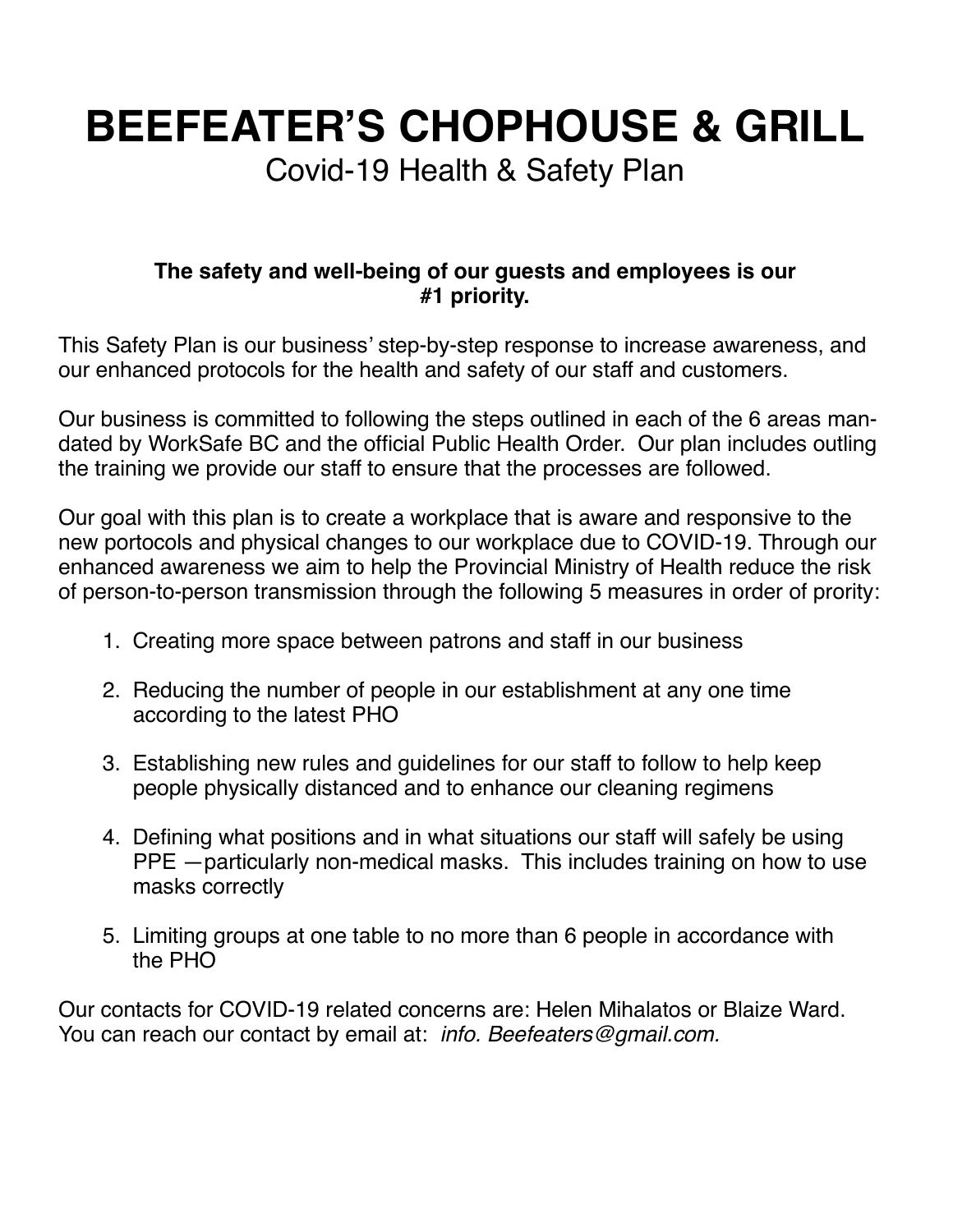# BEEFEATER'S CHOPHOUSE & GRILL

## Covid-19 Health & Safety Plan

**The safety and well-being of our guests and employees is our #1 priority.**

This Safety Plan is our business' step-by-step response to increase awareness, and our enhanced protocols for the health and safety of our staff and customers.

Our business is committed to following the steps outlined in each of the 6 areas mandated by WorkSafe BC and the official Public Health Order. Our plan includes outling the training we provide our staff to ensure that the processes are followed.

Our goal with this plan is to create a workplace that is aware and responsive to the new portocols and physical changes to our workplace due to COVID-19. Through our enhanced awareness we aim to help the Provincial Ministry of Health reduce the risk of person-to-person transmission through the following 5 measures in order of prority:

1. Creating more space between patrons and staff in our business
2. Reducing the number of people in our establishment at any one time according to the latest PHO
3. Establishing new rules and guidelines for our staff to follow to help keep people physically distanced and to enhance our cleaning regimens
4. Defining what positions and in what situations our staff will safely be using PPE —particularly non-medical masks. This includes training on how to use masks correctly
5. Limiting groups at one table to no more than 6 people in accordance with the PHO

Our contacts for COVID-19 related concerns are: Helen Mihalatos or Blaize Ward. You can reach our contact by email at: *info. Beefeaters@gmail.com.*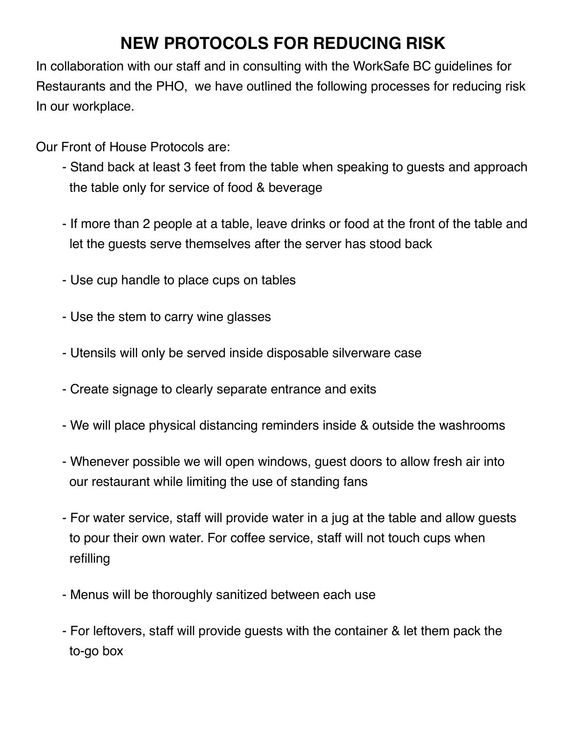# NEW PROTOCOLS FOR REDUCING RISK

In collaboration with our staff and in consulting with the WorkSafe BC guidelines for Restaurants and the PHO, we have outlined the following processes for reducing risk In our workplace.

Our Front of House Protocols are:

- Stand back at least 3 feet from the table when speaking to guests and approach the table only for service of food & beverage
- If more than 2 people at a table, leave drinks or food at the front of the table and let the guests serve themselves after the server has stood back
- Use cup handle to place cups on tables
- Use the stem to carry wine glasses
- Utensils will only be served inside disposable silverware case
- Create signage to clearly separate entrance and exits
- We will place physical distancing reminders inside & outside the washrooms
- Whenever possible we will open windows, guest doors to allow fresh air into our restaurant while limiting the use of standing fans
- For water service, staff will provide water in a jug at the table and allow guests to pour their own water. For coffee service, staff will not touch cups when refilling
- Menus will be thoroughly sanitized between each use
- For leftovers, staff will provide guests with the container & let them pack the to-go box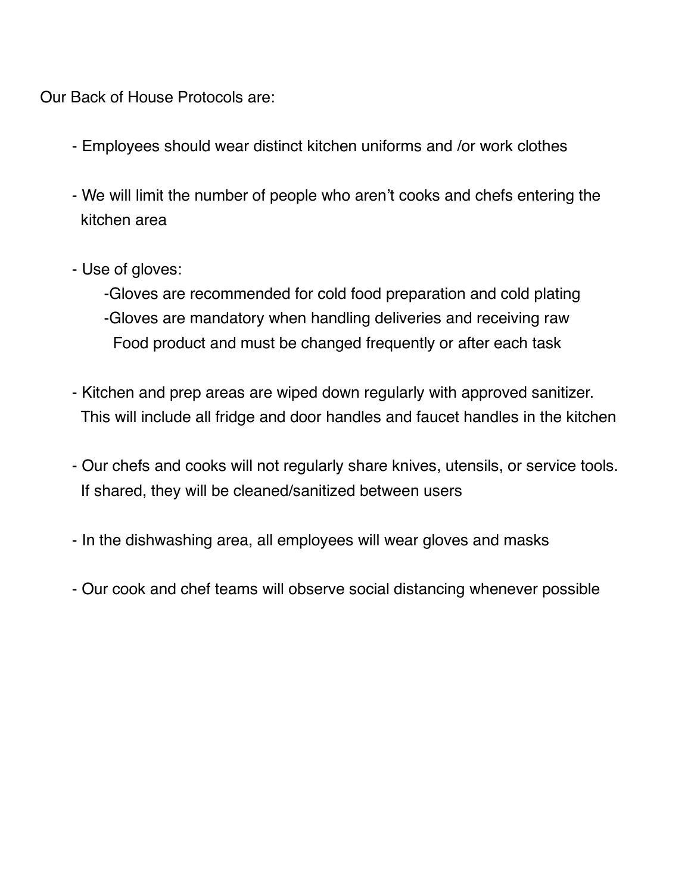Our Back of House Protocols are:

- Employees should wear distinct kitchen uniforms and /or work clothes

- We will limit the number of people who aren't cooks and chefs entering the kitchen area

- Use of gloves:
    - Gloves are recommended for cold food preparation and cold plating
    - Gloves are mandatory when handling deliveries and receiving raw Food product and must be changed frequently or after each task

- Kitchen and prep areas are wiped down regularly with approved sanitizer. This will include all fridge and door handles and faucet handles in the kitchen

- Our chefs and cooks will not regularly share knives, utensils, or service tools. If shared, they will be cleaned/sanitized between users

- In the dishwashing area, all employees will wear gloves and masks

- Our cook and chef teams will observe social distancing whenever possible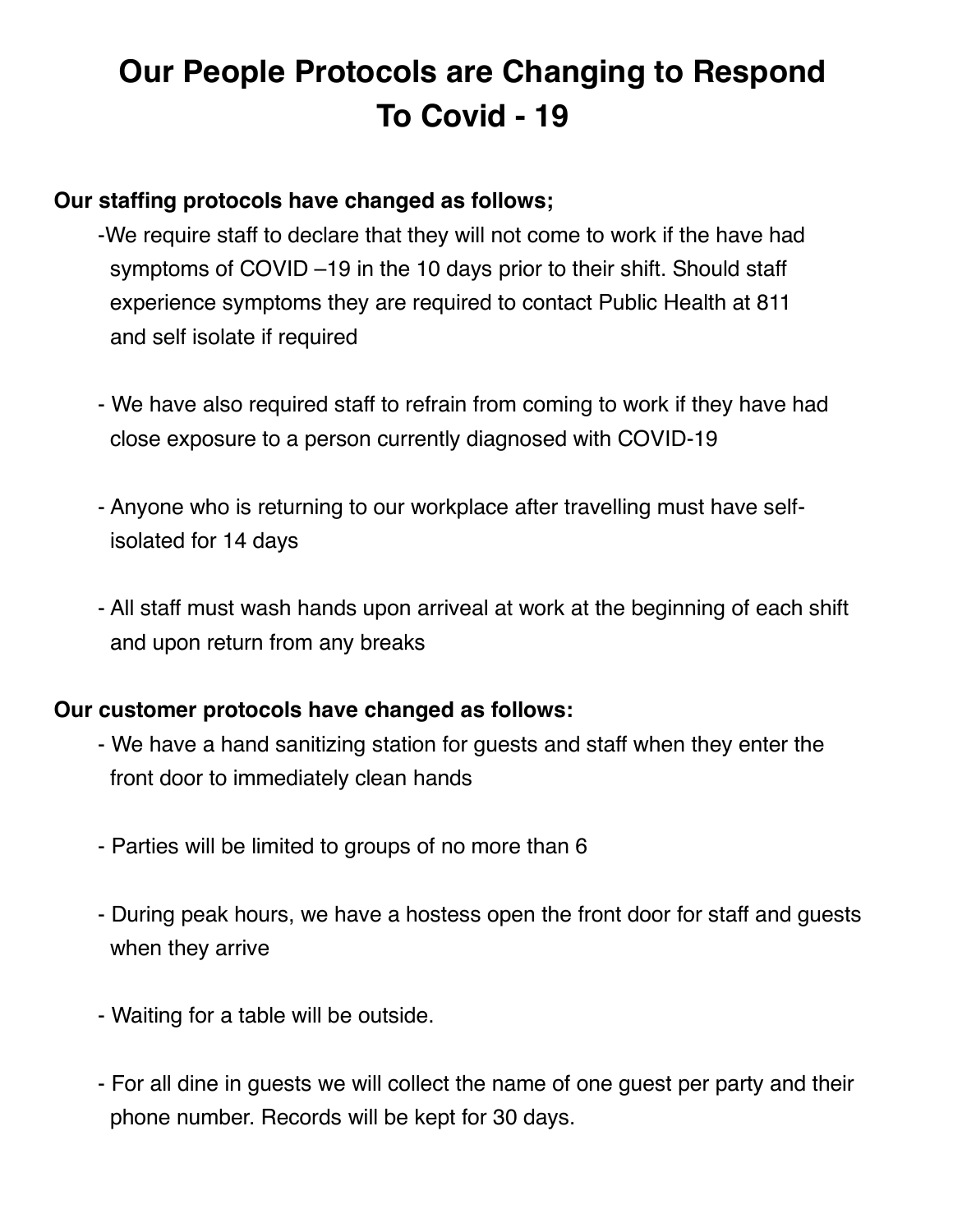# Our People Protocols are Changing to Respond To Covid - 19

**Our staffing protocols have changed as follows;**

- We require staff to declare that they will not come to work if the have had symptoms of COVID –19 in the 10 days prior to their shift. Should staff experience symptoms they are required to contact Public Health at 811 and self isolate if required

- We have also required staff to refrain from coming to work if they have had close exposure to a person currently diagnosed with COVID-19

- Anyone who is returning to our workplace after travelling must have self-isolated for 14 days

- All staff must wash hands upon arriveal at work at the beginning of each shift and upon return from any breaks

**Our customer protocols have changed as follows:**

- We have a hand sanitizing station for guests and staff when they enter the front door to immediately clean hands

- Parties will be limited to groups of no more than 6

- During peak hours, we have a hostess open the front door for staff and guests when they arrive

- Waiting for a table will be outside.

- For all dine in guests we will collect the name of one guest per party and their phone number. Records will be kept for 30 days.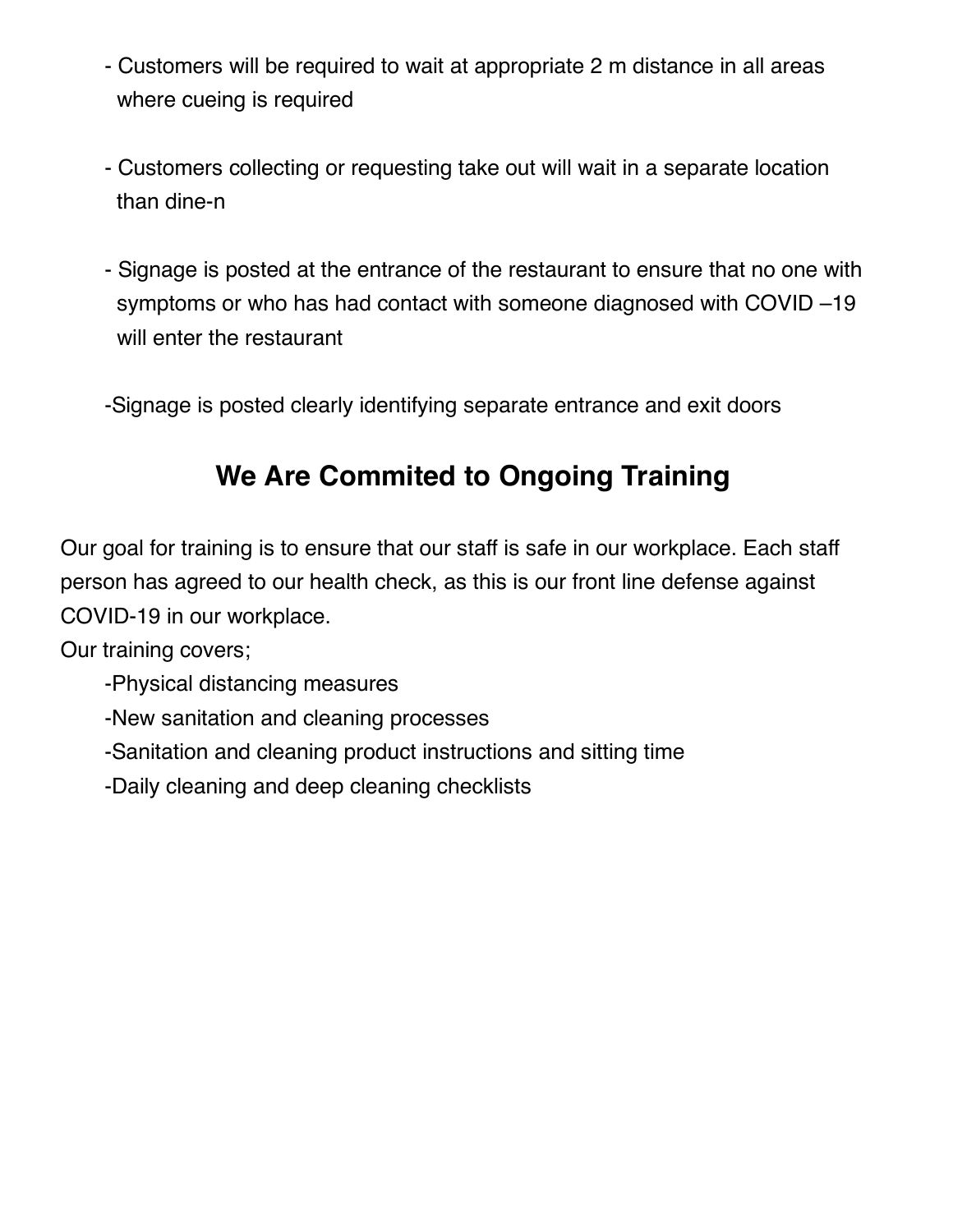- Customers will be required to wait at appropriate 2 m distance in all areas where cueing is required

- Customers collecting or requesting take out will wait in a separate location than dine-n

- Signage is posted at the entrance of the restaurant to ensure that no one with symptoms or who has had contact with someone diagnosed with COVID –19 will enter the restaurant

- Signage is posted clearly identifying separate entrance and exit doors

## We Are Commited to Ongoing Training

Our goal for training is to ensure that our staff is safe in our workplace. Each staff person has agreed to our health check, as this is our front line defense against COVID-19 in our workplace.

Our training covers;

- Physical distancing measures
- New sanitation and cleaning processes
- Sanitation and cleaning product instructions and sitting time
- Daily cleaning and deep cleaning checklists